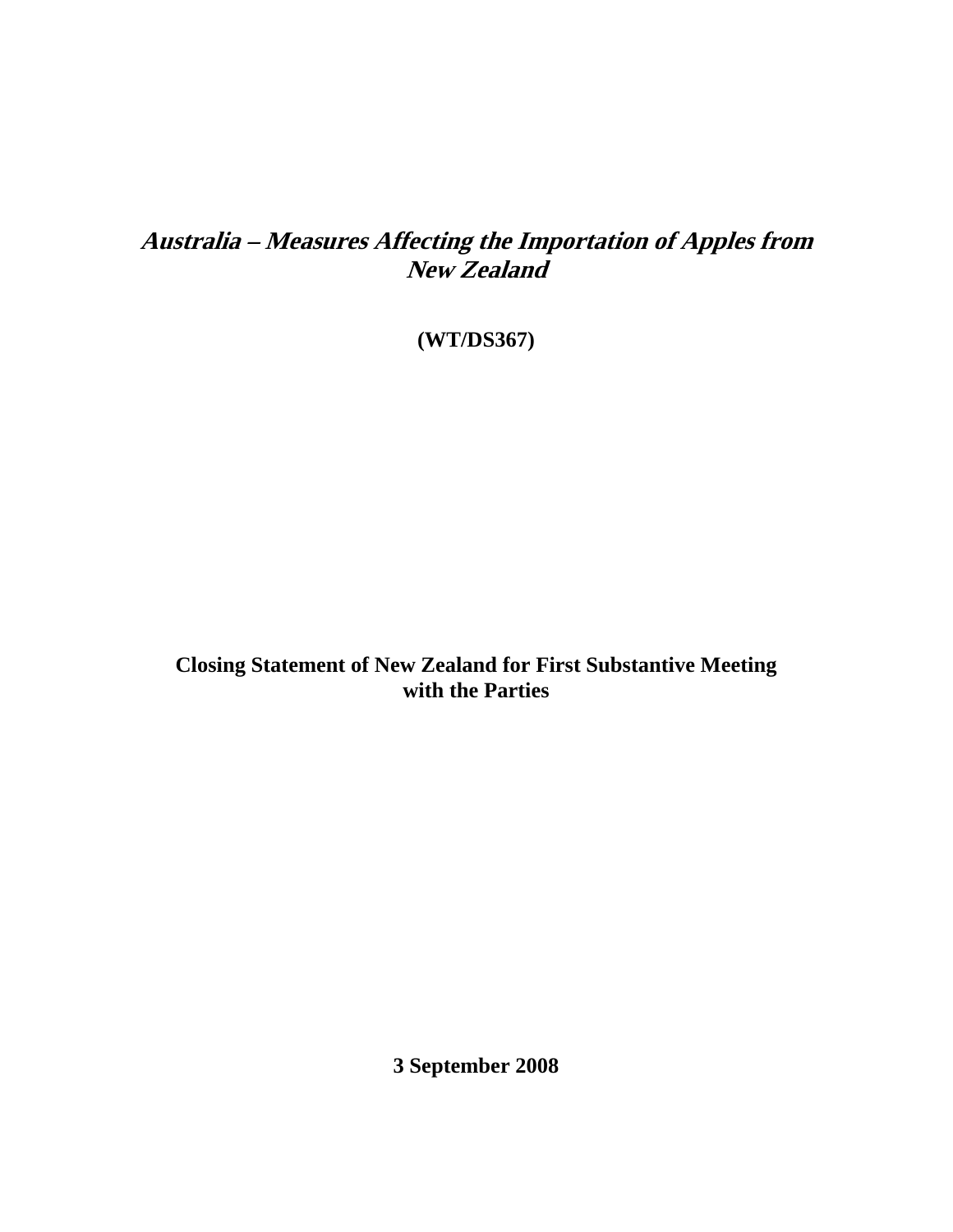# *Australia – Measures Affecting the Importation of Apples from New Zealand*

**(WT/DS367)**

**Closing Statement of New Zealand for First Substantive Meeting with the Parties**

**3 September 2008**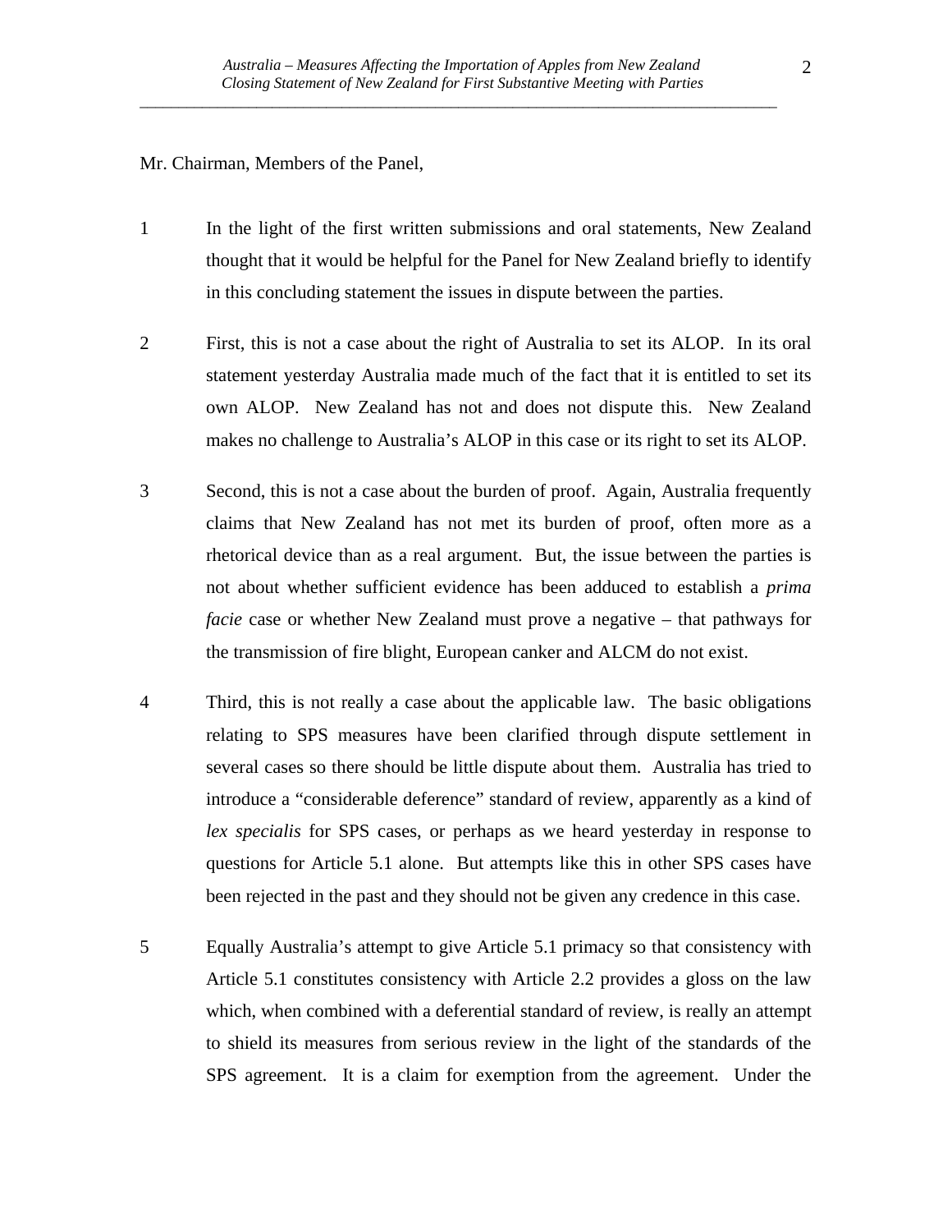Mr. Chairman, Members of the Panel,

1 In the light of the first written submissions and oral statements, New Zealand thought that it would be helpful for the Panel for New Zealand briefly to identify in this concluding statement the issues in dispute between the parties.

2 First, this is not a case about the right of Australia to set its ALOP. In its oral statement yesterday Australia made much of the fact that it is entitled to set its own ALOP. New Zealand has not and does not dispute this. New Zealand makes no challenge to Australia's ALOP in this case or its right to set its ALOP.

3 Second, this is not a case about the burden of proof. Again, Australia frequently claims that New Zealand has not met its burden of proof, often more as a rhetorical device than as a real argument. But, the issue between the parties is not about whether sufficient evidence has been adduced to establish a *prima facie* case or whether New Zealand must prove a negative – that pathways for the transmission of fire blight, European canker and ALCM do not exist.

4 Third, this is not really a case about the applicable law. The basic obligations relating to SPS measures have been clarified through dispute settlement in several cases so there should be little dispute about them. Australia has tried to introduce a "considerable deference" standard of review, apparently as a kind of *lex specialis* for SPS cases, or perhaps as we heard yesterday in response to questions for Article 5.1 alone. But attempts like this in other SPS cases have been rejected in the past and they should not be given any credence in this case.

5 Equally Australia's attempt to give Article 5.1 primacy so that consistency with Article 5.1 constitutes consistency with Article 2.2 provides a gloss on the law which, when combined with a deferential standard of review, is really an attempt to shield its measures from serious review in the light of the standards of the SPS agreement. It is a claim for exemption from the agreement. Under the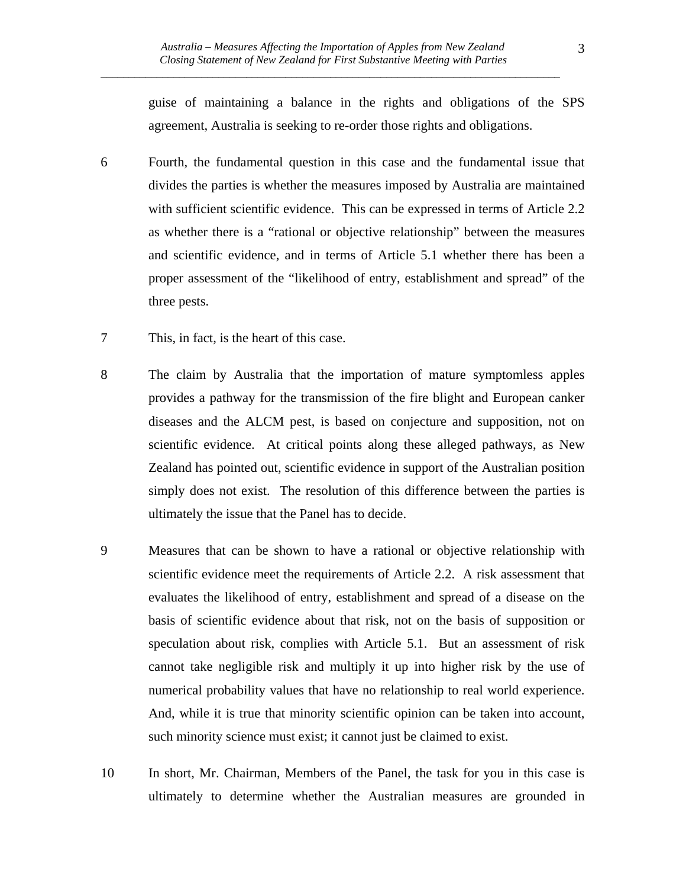guise of maintaining a balance in the rights and obligations of the SPS agreement, Australia is seeking to re-order those rights and obligations.

6 Fourth, the fundamental question in this case and the fundamental issue that divides the parties is whether the measures imposed by Australia are maintained with sufficient scientific evidence. This can be expressed in terms of Article 2.2 as whether there is a "rational or objective relationship" between the measures and scientific evidence, and in terms of Article 5.1 whether there has been a proper assessment of the "likelihood of entry, establishment and spread" of the three pests.

7 This, in fact, is the heart of this case.

8 The claim by Australia that the importation of mature symptomless apples provides a pathway for the transmission of the fire blight and European canker diseases and the ALCM pest, is based on conjecture and supposition, not on scientific evidence. At critical points along these alleged pathways, as New Zealand has pointed out, scientific evidence in support of the Australian position simply does not exist. The resolution of this difference between the parties is ultimately the issue that the Panel has to decide.

9 Measures that can be shown to have a rational or objective relationship with scientific evidence meet the requirements of Article 2.2. A risk assessment that evaluates the likelihood of entry, establishment and spread of a disease on the basis of scientific evidence about that risk, not on the basis of supposition or speculation about risk, complies with Article 5.1. But an assessment of risk cannot take negligible risk and multiply it up into higher risk by the use of numerical probability values that have no relationship to real world experience. And, while it is true that minority scientific opinion can be taken into account, such minority science must exist; it cannot just be claimed to exist.

10 In short, Mr. Chairman, Members of the Panel, the task for you in this case is ultimately to determine whether the Australian measures are grounded in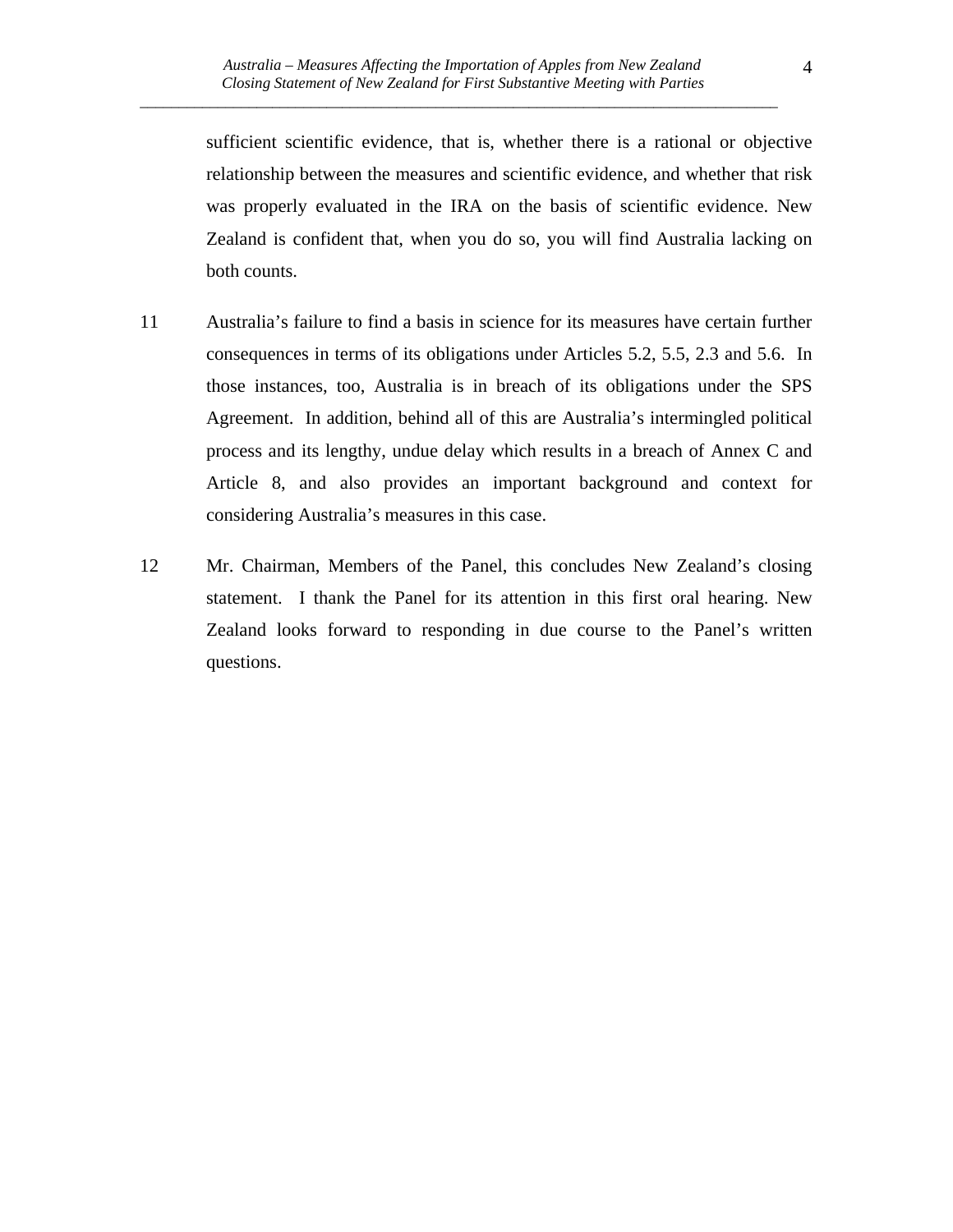sufficient scientific evidence, that is, whether there is a rational or objective relationship between the measures and scientific evidence, and whether that risk was properly evaluated in the IRA on the basis of scientific evidence. New Zealand is confident that, when you do so, you will find Australia lacking on both counts.

11 Australia's failure to find a basis in science for its measures have certain further consequences in terms of its obligations under Articles 5.2, 5.5, 2.3 and 5.6. In those instances, too, Australia is in breach of its obligations under the SPS Agreement. In addition, behind all of this are Australia's intermingled political process and its lengthy, undue delay which results in a breach of Annex C and Article 8, and also provides an important background and context for considering Australia's measures in this case.

12 Mr. Chairman, Members of the Panel, this concludes New Zealand's closing statement. I thank the Panel for its attention in this first oral hearing. New Zealand looks forward to responding in due course to the Panel's written questions.